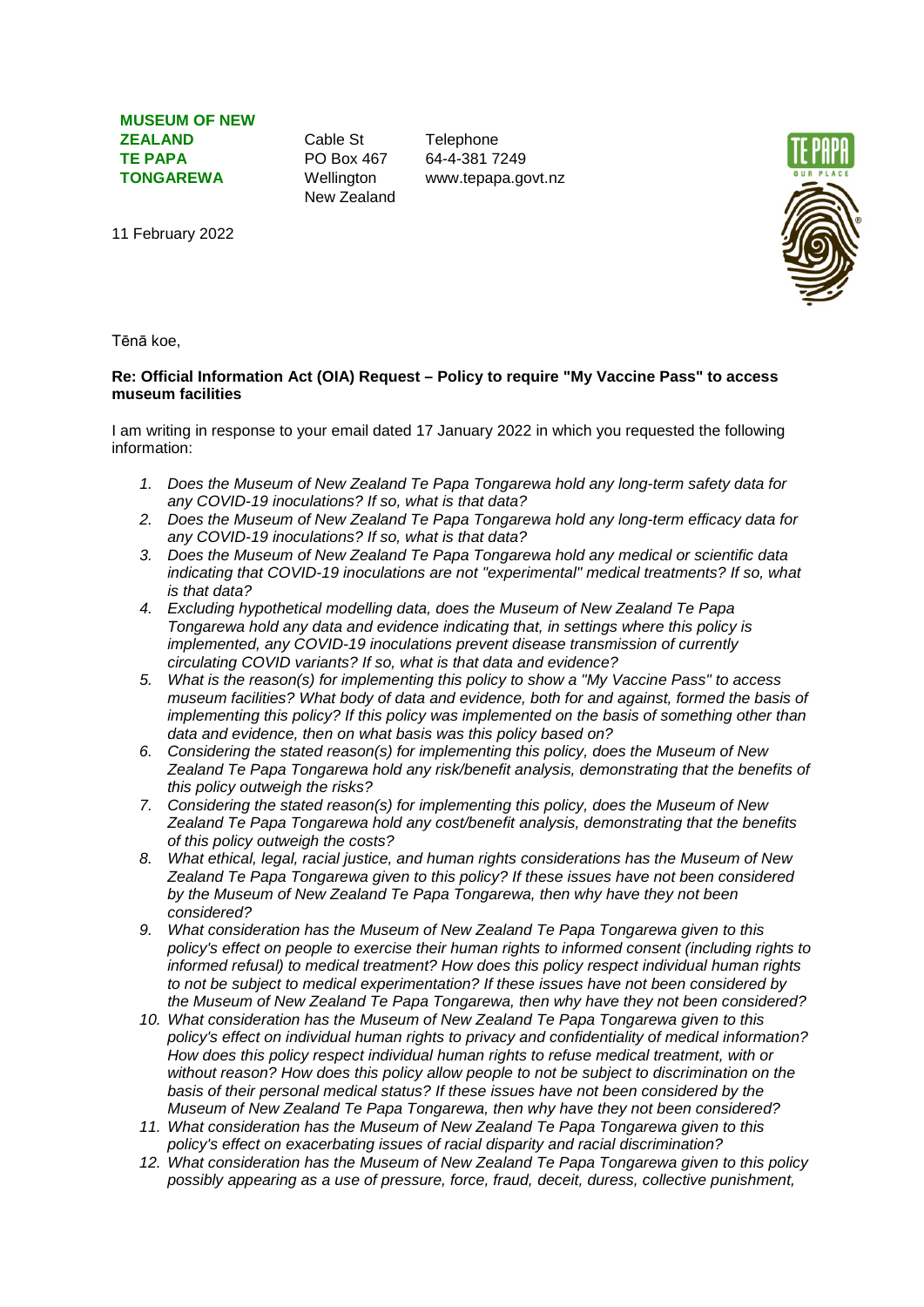**MUSEUM OF NEW ZEALAND TE PAPA TONGAREWA**

Cable St
PO Box 467
Wellington
New Zealand

Telephone
64-4-381 7249
www.tepapa.govt.nz

11 February 2022

Tēnā koe,

**Re: Official Information Act (OIA) Request – Policy to require "My Vaccine Pass" to access museum facilities**

I am writing in response to your email dated 17 January 2022 in which you requested the following information:

1. *Does the Museum of New Zealand Te Papa Tongarewa hold any long-term safety data for any COVID-19 inoculations? If so, what is that data?*
2. *Does the Museum of New Zealand Te Papa Tongarewa hold any long-term efficacy data for any COVID-19 inoculations? If so, what is that data?*
3. *Does the Museum of New Zealand Te Papa Tongarewa hold any medical or scientific data indicating that COVID-19 inoculations are not "experimental" medical treatments? If so, what is that data?*
4. *Excluding hypothetical modelling data, does the Museum of New Zealand Te Papa Tongarewa hold any data and evidence indicating that, in settings where this policy is implemented, any COVID-19 inoculations prevent disease transmission of currently circulating COVID variants? If so, what is that data and evidence?*
5. *What is the reason(s) for implementing this policy to show a "My Vaccine Pass" to access museum facilities? What body of data and evidence, both for and against, formed the basis of implementing this policy? If this policy was implemented on the basis of something other than data and evidence, then on what basis was this policy based on?*
6. *Considering the stated reason(s) for implementing this policy, does the Museum of New Zealand Te Papa Tongarewa hold any risk/benefit analysis, demonstrating that the benefits of this policy outweigh the risks?*
7. *Considering the stated reason(s) for implementing this policy, does the Museum of New Zealand Te Papa Tongarewa hold any cost/benefit analysis, demonstrating that the benefits of this policy outweigh the costs?*
8. *What ethical, legal, racial justice, and human rights considerations has the Museum of New Zealand Te Papa Tongarewa given to this policy? If these issues have not been considered by the Museum of New Zealand Te Papa Tongarewa, then why have they not been considered?*
9. *What consideration has the Museum of New Zealand Te Papa Tongarewa given to this policy's effect on people to exercise their human rights to informed consent (including rights to informed refusal) to medical treatment? How does this policy respect individual human rights to not be subject to medical experimentation? If these issues have not been considered by the Museum of New Zealand Te Papa Tongarewa, then why have they not been considered?*
10. *What consideration has the Museum of New Zealand Te Papa Tongarewa given to this policy's effect on individual human rights to privacy and confidentiality of medical information? How does this policy respect individual human rights to refuse medical treatment, with or without reason? How does this policy allow people to not be subject to discrimination on the basis of their personal medical status? If these issues have not been considered by the Museum of New Zealand Te Papa Tongarewa, then why have they not been considered?*
11. *What consideration has the Museum of New Zealand Te Papa Tongarewa given to this policy's effect on exacerbating issues of racial disparity and racial discrimination?*
12. *What consideration has the Museum of New Zealand Te Papa Tongarewa given to this policy possibly appearing as a use of pressure, force, fraud, deceit, duress, collective punishment,*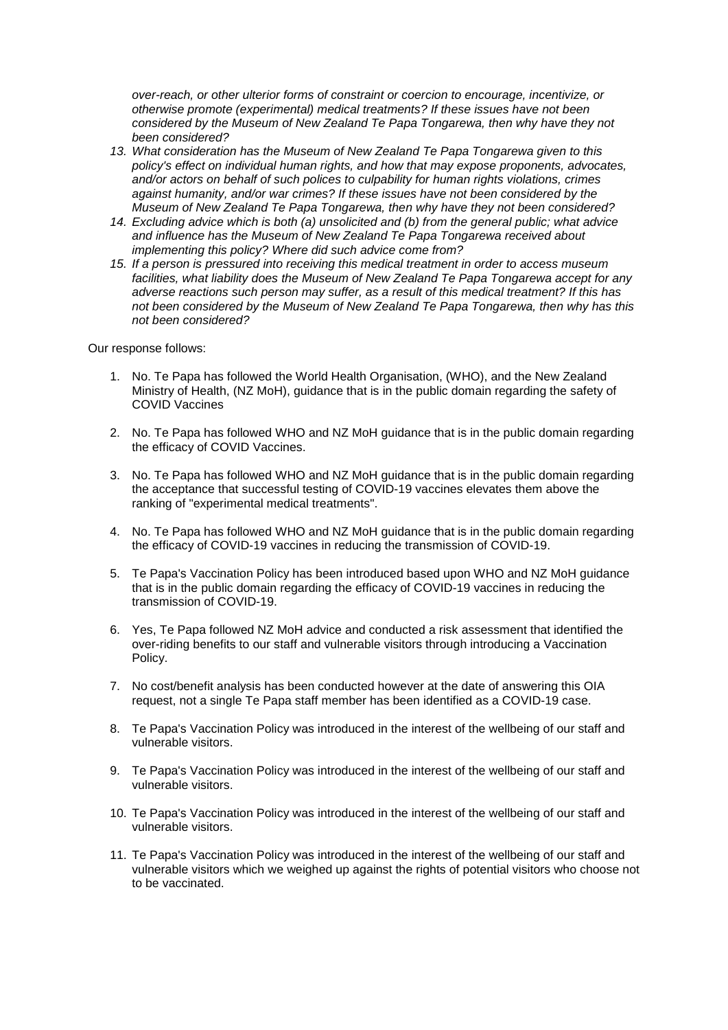*over-reach, or other ulterior forms of constraint or coercion to encourage, incentivize, or otherwise promote (experimental) medical treatments? If these issues have not been considered by the Museum of New Zealand Te Papa Tongarewa, then why have they not been considered?*

13. *What consideration has the Museum of New Zealand Te Papa Tongarewa given to this policy's effect on individual human rights, and how that may expose proponents, advocates, and/or actors on behalf of such polices to culpability for human rights violations, crimes against humanity, and/or war crimes? If these issues have not been considered by the Museum of New Zealand Te Papa Tongarewa, then why have they not been considered?*
14. *Excluding advice which is both (a) unsolicited and (b) from the general public; what advice and influence has the Museum of New Zealand Te Papa Tongarewa received about implementing this policy? Where did such advice come from?*
15. *If a person is pressured into receiving this medical treatment in order to access museum facilities, what liability does the Museum of New Zealand Te Papa Tongarewa accept for any adverse reactions such person may suffer, as a result of this medical treatment? If this has not been considered by the Museum of New Zealand Te Papa Tongarewa, then why has this not been considered?*

Our response follows:

1. No. Te Papa has followed the World Health Organisation, (WHO), and the New Zealand Ministry of Health, (NZ MoH), guidance that is in the public domain regarding the safety of COVID Vaccines

2. No. Te Papa has followed WHO and NZ MoH guidance that is in the public domain regarding the efficacy of COVID Vaccines.

3. No. Te Papa has followed WHO and NZ MoH guidance that is in the public domain regarding the acceptance that successful testing of COVID-19 vaccines elevates them above the ranking of "experimental medical treatments".

4. No. Te Papa has followed WHO and NZ MoH guidance that is in the public domain regarding the efficacy of COVID-19 vaccines in reducing the transmission of COVID-19.

5. Te Papa's Vaccination Policy has been introduced based upon WHO and NZ MoH guidance that is in the public domain regarding the efficacy of COVID-19 vaccines in reducing the transmission of COVID-19.

6. Yes, Te Papa followed NZ MoH advice and conducted a risk assessment that identified the over-riding benefits to our staff and vulnerable visitors through introducing a Vaccination Policy.

7. No cost/benefit analysis has been conducted however at the date of answering this OIA request, not a single Te Papa staff member has been identified as a COVID-19 case.

8. Te Papa's Vaccination Policy was introduced in the interest of the wellbeing of our staff and vulnerable visitors.

9. Te Papa's Vaccination Policy was introduced in the interest of the wellbeing of our staff and vulnerable visitors.

10. Te Papa's Vaccination Policy was introduced in the interest of the wellbeing of our staff and vulnerable visitors.

11. Te Papa's Vaccination Policy was introduced in the interest of the wellbeing of our staff and vulnerable visitors which we weighed up against the rights of potential visitors who choose not to be vaccinated.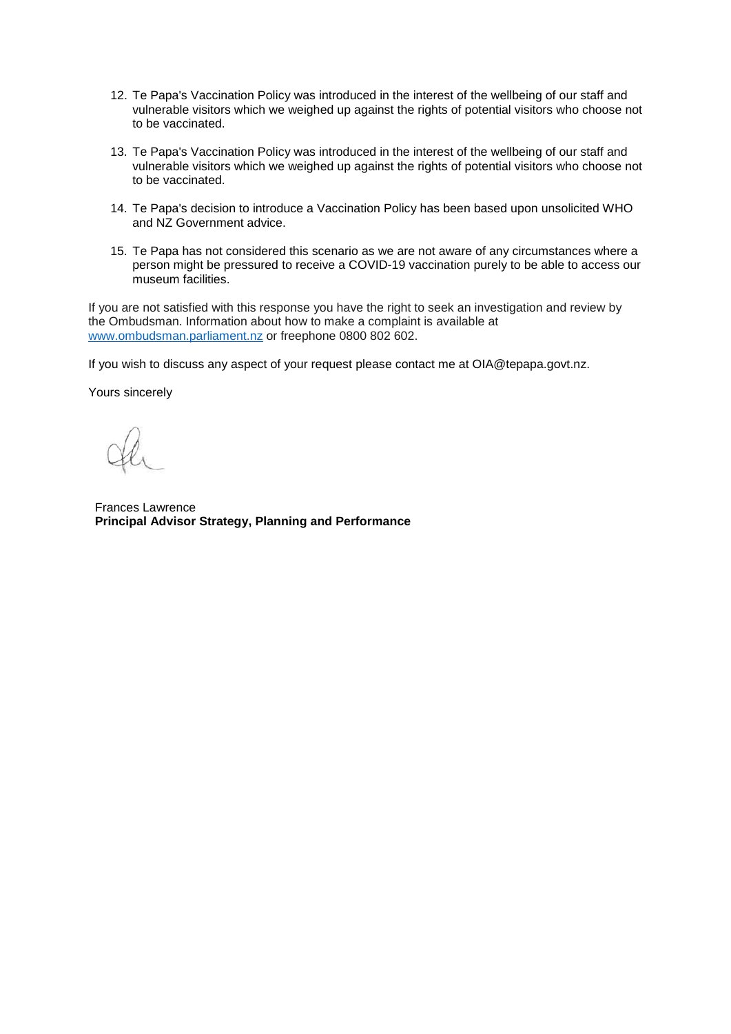12. Te Papa's Vaccination Policy was introduced in the interest of the wellbeing of our staff and vulnerable visitors which we weighed up against the rights of potential visitors who choose not to be vaccinated.

13. Te Papa's Vaccination Policy was introduced in the interest of the wellbeing of our staff and vulnerable visitors which we weighed up against the rights of potential visitors who choose not to be vaccinated.

14. Te Papa's decision to introduce a Vaccination Policy has been based upon unsolicited WHO and NZ Government advice.

15. Te Papa has not considered this scenario as we are not aware of any circumstances where a person might be pressured to receive a COVID-19 vaccination purely to be able to access our museum facilities.

If you are not satisfied with this response you have the right to seek an investigation and review by the Ombudsman. Information about how to make a complaint is available at www.ombudsman.parliament.nz or freephone 0800 802 602.

If you wish to discuss any aspect of your request please contact me at OIA@tepapa.govt.nz.

Yours sincerely

Frances Lawrence
**Principal Advisor Strategy, Planning and Performance**